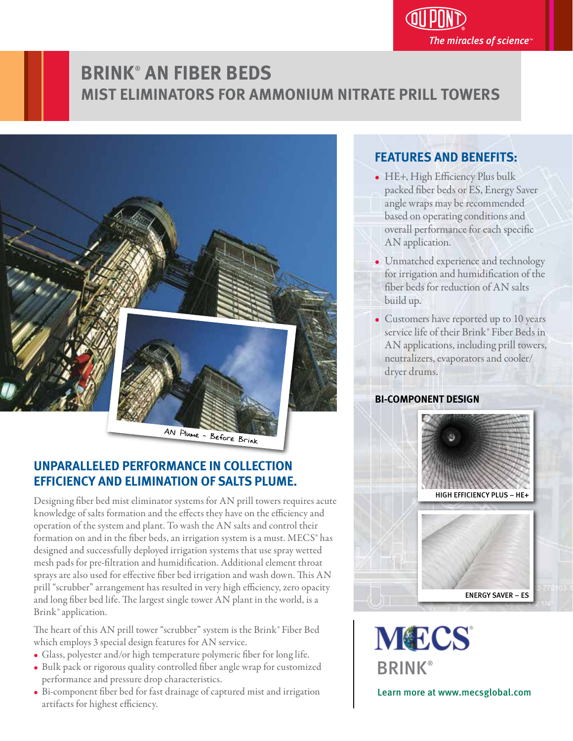# BRINK® AN FIBER BEDS

## MIST ELIMINATORS FOR AMMONIUM NITRATE PRILL TOWERS

AN Plume - Before Brink

## UNPARALLELED PERFORMANCE IN COLLECTION EFFICIENCY AND ELIMINATION OF SALTS PLUME.

Designing fiber bed mist eliminator systems for AN prill towers requires acute knowledge of salts formation and the effects they have on the efficiency and operation of the system and plant. To wash the AN salts and control their formation on and in the fiber beds, an irrigation system is a must. MECS® has designed and successfully deployed irrigation systems that use spray wetted mesh pads for pre-filtration and humidification. Additional element throat sprays are also used for effective fiber bed irrigation and wash down. This AN prill "scrubber" arrangement has resulted in very high efficiency, zero opacity and long fiber bed life. The largest single tower AN plant in the world, is a Brink® application.

The heart of this AN prill tower "scrubber" system is the Brink® Fiber Bed which employs 3 special design features for AN service.

- Glass, polyester and/or high temperature polymeric fiber for long life.
- Bulk pack or rigorous quality controlled fiber angle wrap for customized performance and pressure drop characteristics.
- Bi-component fiber bed for fast drainage of captured mist and irrigation artifacts for highest efficiency.

## FEATURES AND BENEFITS:

- HE+, High Efficiency Plus bulk packed fiber beds or ES, Energy Saver angle wraps may be recommended based on operating conditions and overall performance for each specific AN application.
- Unmatched experience and technology for irrigation and humidification of the fiber beds for reduction of AN salts build up.
- Customers have reported up to 10 years service life of their Brink® Fiber Beds in AN applications, including prill towers, neutralizers, evaporators and cooler/dryer drums.

### BI-COMPONENT DESIGN

HIGH EFFICIENCY PLUS – HE+

ENERGY SAVER – ES

MECS® BRINK®

Learn more at www.mecsglobal.com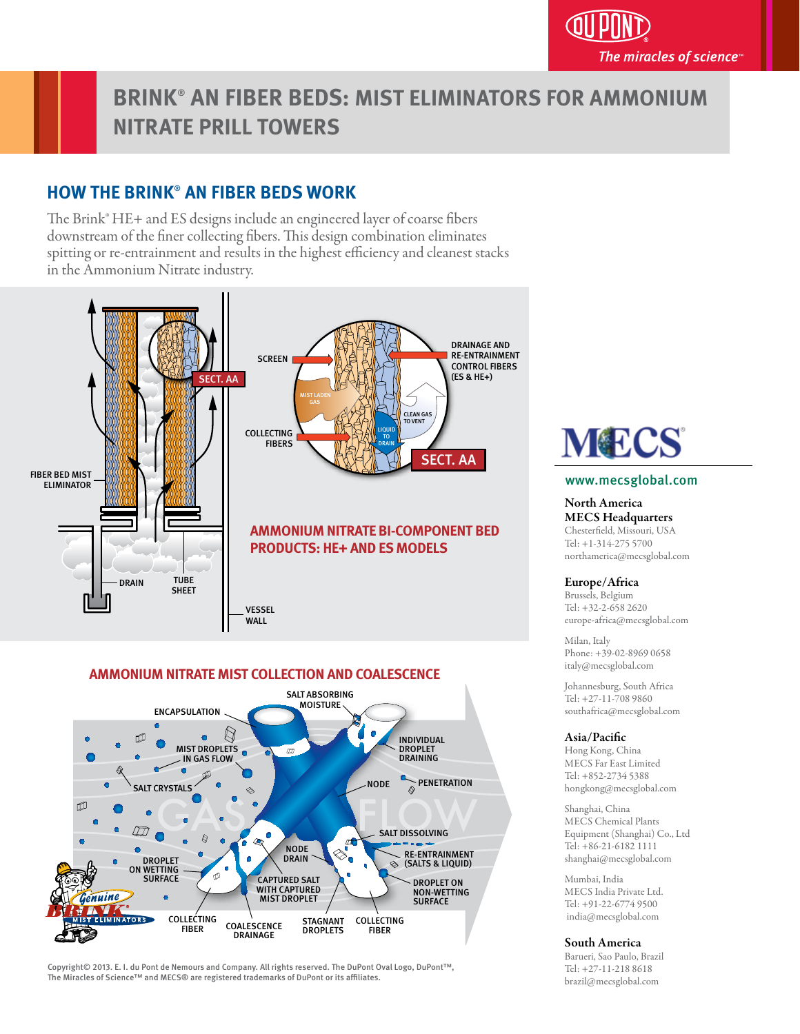# BRINK® AN FIBER BEDS: MIST ELIMINATORS FOR AMMONIUM NITRATE PRILL TOWERS

## HOW THE BRINK® AN FIBER BEDS WORK

The Brink® HE+ and ES designs include an engineered layer of coarse fibers downstream of the finer collecting fibers. This design combination eliminates spitting or re-entrainment and results in the highest efficiency and cleanest stacks in the Ammonium Nitrate industry.

FIBER BED MIST ELIMINATOR

SECT. AA

DRAIN

TUBE SHEET

VESSEL WALL

SCREEN

COLLECTING FIBERS

MIST LADEN GAS

LIQUID TO DRAIN

CLEAN GAS TO VENT

DRAINAGE AND RE-ENTRAINMENT CONTROL FIBERS (ES & HE+)

SECT. AA

**AMMONIUM NITRATE BI-COMPONENT BED PRODUCTS: HE+ AND ES MODELS**

**AMMONIUM NITRATE MIST COLLECTION AND COALESCENCE**

ENCAPSULATION

SALT ABSORBING MOISTURE

MIST DROPLETS IN GAS FLOW

INDIVIDUAL DROPLET DRAINING

SALT CRYSTALS

NODE

PENETRATION

GAS FLOW

SALT DISSOLVING

NODE DRAIN

RE-ENTRAINMENT (SALTS & LIQUID)

DROPLET ON WETTING SURFACE

CAPTURED SALT WITH CAPTURED MIST DROPLET

DROPLET ON NON-WETTING SURFACE

COLLECTING FIBER

COALESCENCE DRAINAGE

STAGNANT DROPLETS

COLLECTING FIBER

Genuine BRINK® MIST ELIMINATORS

MECS®

www.mecsglobal.com

**North America**
**MECS Headquarters**
Chesterfield, Missouri, USA
Tel: +1-314-275 5700
northamerica@mecsglobal.com

**Europe/Africa**
Brussels, Belgium
Tel: +32-2-658 2620
europe-africa@mecsglobal.com

Milan, Italy
Phone: +39-02-8969 0658
italy@mecsglobal.com

Johannesburg, South Africa
Tel: +27-11-708 9860
southafrica@mecsglobal.com

**Asia/Pacific**
Hong Kong, China
MECS Far East Limited
Tel: +852-2734 5388
hongkong@mecsglobal.com

Shanghai, China
MECS Chemical Plants Equipment (Shanghai) Co., Ltd
Tel: +86-21-6182 1111
shanghai@mecsglobal.com

Mumbai, India
MECS India Private Ltd.
Tel: +91-22-6774 9500
india@mecsglobal.com

**South America**
Barueri, Sao Paulo, Brazil
Tel: +27-11-218 8618
brazil@mecsglobal.com

Copyright© 2013. E. I. du Pont de Nemours and Company. All rights reserved. The DuPont Oval Logo, DuPont™, The Miracles of Science™ and MECS® are registered trademarks of DuPont or its affiliates.